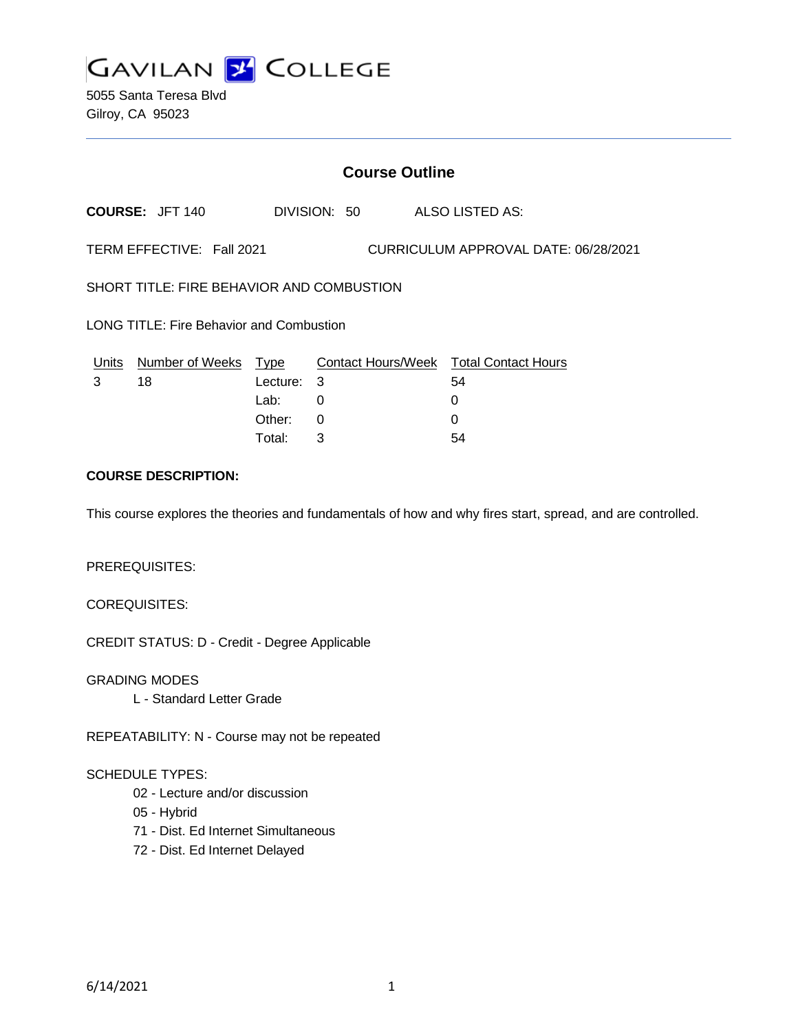# GAVILAN COLLEGE

5055 Santa Teresa Blvd
Gilroy, CA 95023

## Course Outline

**COURSE:** JFT 140 DIVISION: 50 ALSO LISTED AS:

TERM EFFECTIVE: Fall 2021 CURRICULUM APPROVAL DATE: 06/28/2021

SHORT TITLE: FIRE BEHAVIOR AND COMBUSTION

LONG TITLE: Fire Behavior and Combustion

| Units | Number of Weeks | Type | Contact Hours/Week | Total Contact Hours |
|---|---|---|---|---|
| 3 | 18 | Lecture: | 3 | 54 |
| | | Lab: | 0 | 0 |
| | | Other: | 0 | 0 |
| | | Total: | 3 | 54 |

**COURSE DESCRIPTION:**

This course explores the theories and fundamentals of how and why fires start, spread, and are controlled.

PREREQUISITES:

COREQUISITES:

CREDIT STATUS: D - Credit - Degree Applicable

GRADING MODES

L - Standard Letter Grade

REPEATABILITY: N - Course may not be repeated

SCHEDULE TYPES:

02 - Lecture and/or discussion
05 - Hybrid
71 - Dist. Ed Internet Simultaneous
72 - Dist. Ed Internet Delayed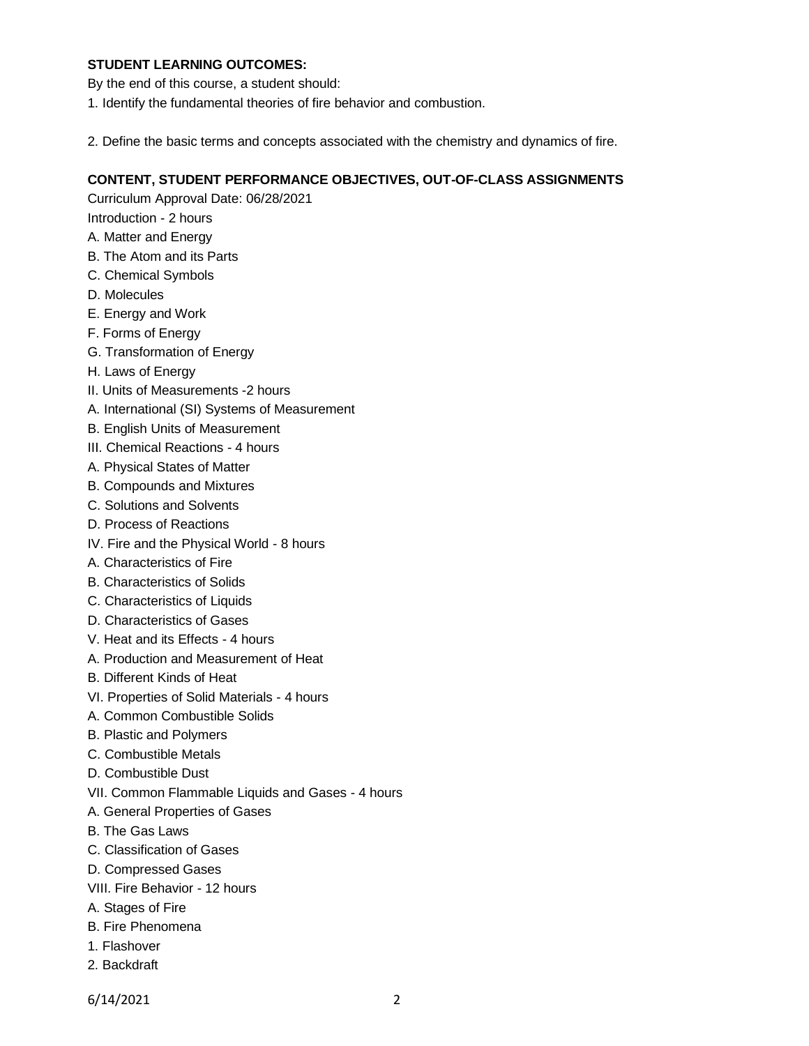**STUDENT LEARNING OUTCOMES:**

By the end of this course, a student should:

1. Identify the fundamental theories of fire behavior and combustion.

2. Define the basic terms and concepts associated with the chemistry and dynamics of fire.

**CONTENT, STUDENT PERFORMANCE OBJECTIVES, OUT-OF-CLASS ASSIGNMENTS**

Curriculum Approval Date: 06/28/2021

Introduction - 2 hours

A. Matter and Energy

B. The Atom and its Parts

C. Chemical Symbols

D. Molecules

E. Energy and Work

F. Forms of Energy

G. Transformation of Energy

H. Laws of Energy

II. Units of Measurements -2 hours

A. International (SI) Systems of Measurement

B. English Units of Measurement

III. Chemical Reactions - 4 hours

A. Physical States of Matter

B. Compounds and Mixtures

C. Solutions and Solvents

D. Process of Reactions

IV. Fire and the Physical World - 8 hours

A. Characteristics of Fire

B. Characteristics of Solids

C. Characteristics of Liquids

D. Characteristics of Gases

V. Heat and its Effects - 4 hours

A. Production and Measurement of Heat

B. Different Kinds of Heat

VI. Properties of Solid Materials - 4 hours

A. Common Combustible Solids

B. Plastic and Polymers

C. Combustible Metals

D. Combustible Dust

VII. Common Flammable Liquids and Gases - 4 hours

A. General Properties of Gases

B. The Gas Laws

C. Classification of Gases

D. Compressed Gases

VIII. Fire Behavior - 12 hours

A. Stages of Fire

B. Fire Phenomena

1. Flashover

2. Backdraft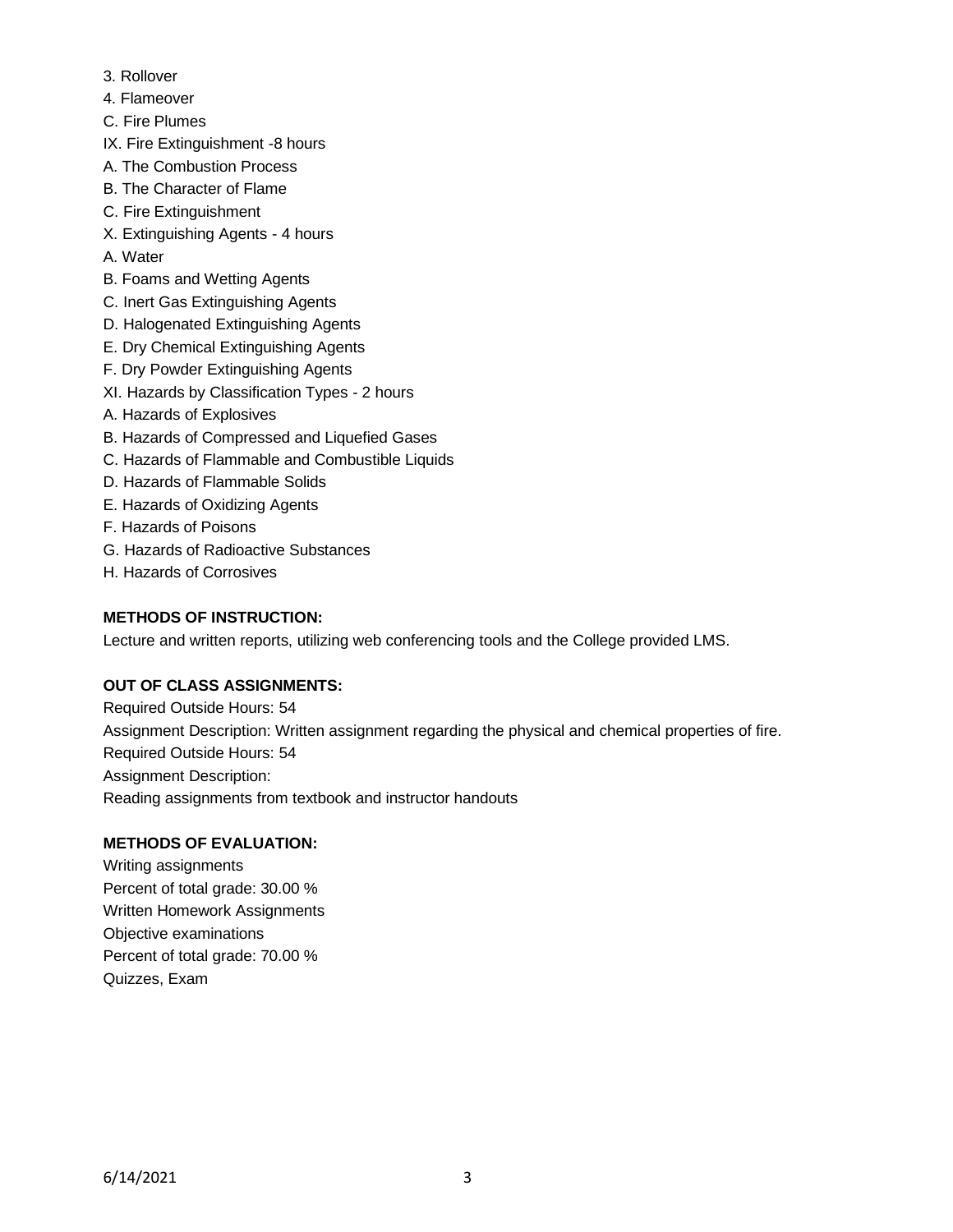3. Rollover
4. Flameover

C. Fire Plumes

IX. Fire Extinguishment -8 hours

A. The Combustion Process

B. The Character of Flame

C. Fire Extinguishment

X. Extinguishing Agents - 4 hours

A. Water

B. Foams and Wetting Agents

C. Inert Gas Extinguishing Agents

D. Halogenated Extinguishing Agents

E. Dry Chemical Extinguishing Agents

F. Dry Powder Extinguishing Agents

XI. Hazards by Classification Types - 2 hours

A. Hazards of Explosives

B. Hazards of Compressed and Liquefied Gases

C. Hazards of Flammable and Combustible Liquids

D. Hazards of Flammable Solids

E. Hazards of Oxidizing Agents

F. Hazards of Poisons

G. Hazards of Radioactive Substances

H. Hazards of Corrosives

**METHODS OF INSTRUCTION:**

Lecture and written reports, utilizing web conferencing tools and the College provided LMS.

**OUT OF CLASS ASSIGNMENTS:**

Required Outside Hours: 54

Assignment Description: Written assignment regarding the physical and chemical properties of fire.

Required Outside Hours: 54

Assignment Description:

Reading assignments from textbook and instructor handouts

**METHODS OF EVALUATION:**

Writing assignments

Percent of total grade: 30.00 %

Written Homework Assignments

Objective examinations

Percent of total grade: 70.00 %

Quizzes, Exam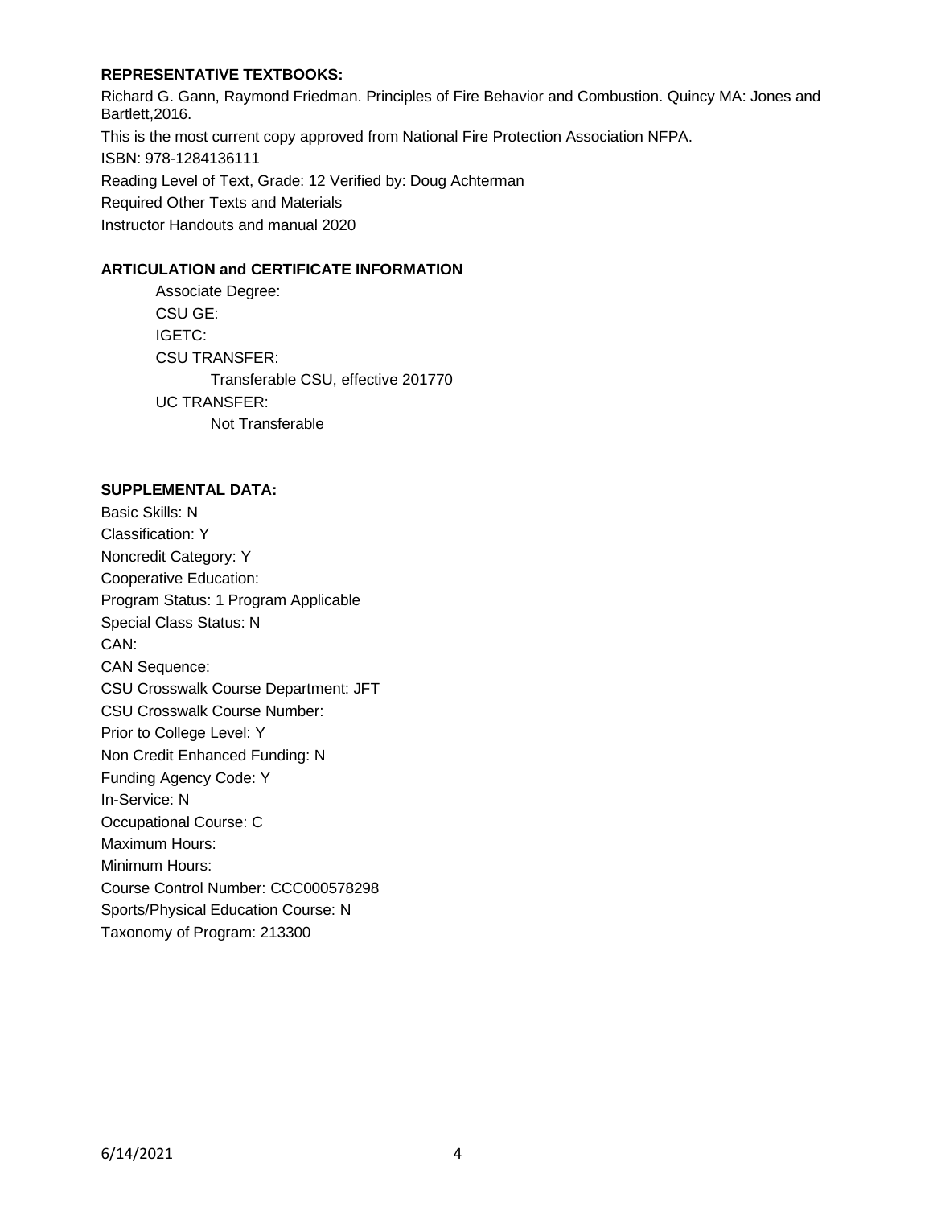**REPRESENTATIVE TEXTBOOKS:**

Richard G. Gann, Raymond Friedman. Principles of Fire Behavior and Combustion. Quincy MA: Jones and Bartlett,2016.

This is the most current copy approved from National Fire Protection Association NFPA.

ISBN: 978-1284136111

Reading Level of Text, Grade: 12 Verified by: Doug Achterman

Required Other Texts and Materials

Instructor Handouts and manual 2020

**ARTICULATION and CERTIFICATE INFORMATION**

Associate Degree:

CSU GE:

IGETC:

CSU TRANSFER:

Transferable CSU, effective 201770

UC TRANSFER:

Not Transferable

**SUPPLEMENTAL DATA:**

Basic Skills: N

Classification: Y

Noncredit Category: Y

Cooperative Education:

Program Status: 1 Program Applicable

Special Class Status: N

CAN:

CAN Sequence:

CSU Crosswalk Course Department: JFT

CSU Crosswalk Course Number:

Prior to College Level: Y

Non Credit Enhanced Funding: N

Funding Agency Code: Y

In-Service: N

Occupational Course: C

Maximum Hours:

Minimum Hours:

Course Control Number: CCC000578298

Sports/Physical Education Course: N

Taxonomy of Program: 213300